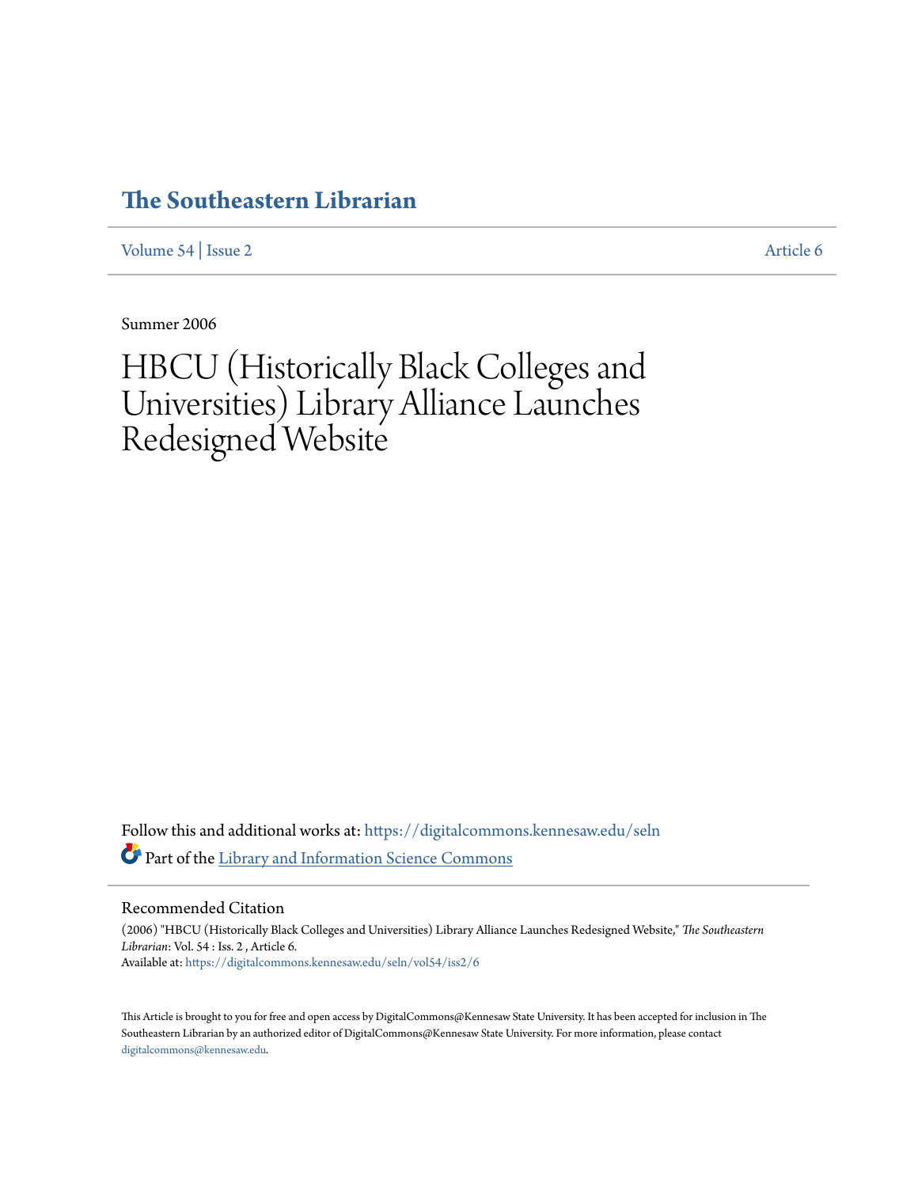# The Southeastern Librarian

Volume 54 | Issue 2 Article 6

Summer 2006

# HBCU (Historically Black Colleges and Universities) Library Alliance Launches Redesigned Website

Follow this and additional works at: https://digitalcommons.kennesaw.edu/seln

Part of the Library and Information Science Commons

## Recommended Citation

(2006) "HBCU (Historically Black Colleges and Universities) Library Alliance Launches Redesigned Website," *The Southeastern Librarian*: Vol. 54 : Iss. 2 , Article 6.
Available at: https://digitalcommons.kennesaw.edu/seln/vol54/iss2/6

This Article is brought to you for free and open access by DigitalCommons@Kennesaw State University. It has been accepted for inclusion in The Southeastern Librarian by an authorized editor of DigitalCommons@Kennesaw State University. For more information, please contact digitalcommons@kennesaw.edu.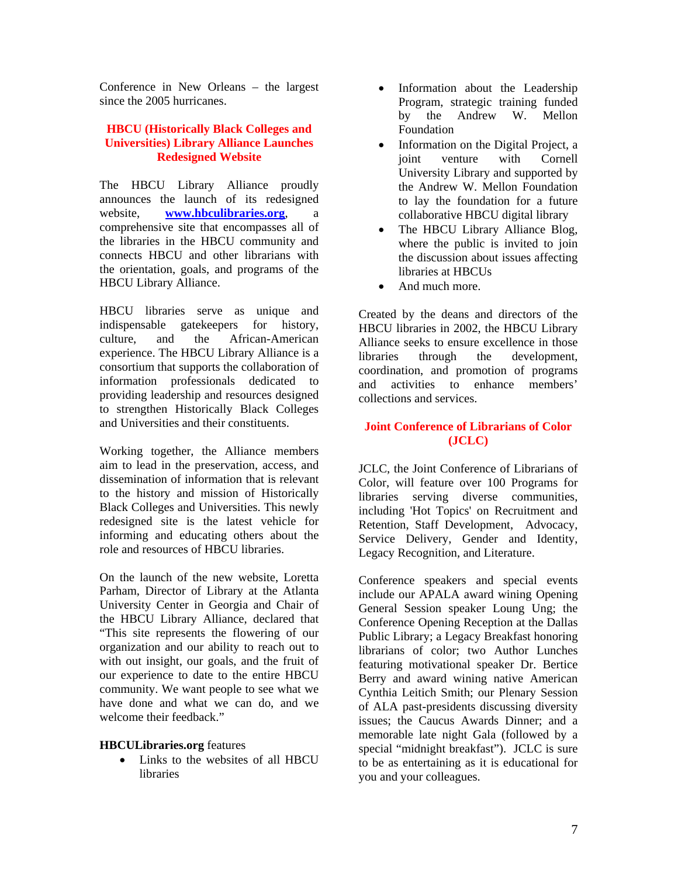Conference in New Orleans – the largest since the 2005 hurricanes.

## HBCU (Historically Black Colleges and Universities) Library Alliance Launches Redesigned Website

The HBCU Library Alliance proudly announces the launch of its redesigned website, [www.hbculibraries.org](http://www.hbculibraries.org), a comprehensive site that encompasses all of the libraries in the HBCU community and connects HBCU and other librarians with the orientation, goals, and programs of the HBCU Library Alliance.

HBCU libraries serve as unique and indispensable gatekeepers for history, culture, and the African-American experience. The HBCU Library Alliance is a consortium that supports the collaboration of information professionals dedicated to providing leadership and resources designed to strengthen Historically Black Colleges and Universities and their constituents.

Working together, the Alliance members aim to lead in the preservation, access, and dissemination of information that is relevant to the history and mission of Historically Black Colleges and Universities. This newly redesigned site is the latest vehicle for informing and educating others about the role and resources of HBCU libraries.

On the launch of the new website, Loretta Parham, Director of Library at the Atlanta University Center in Georgia and Chair of the HBCU Library Alliance, declared that "This site represents the flowering of our organization and our ability to reach out to with out insight, our goals, and the fruit of our experience to date to the entire HBCU community. We want people to see what we have done and what we can do, and we welcome their feedback."

**HBCULibraries.org** features

- Links to the websites of all HBCU libraries
- Information about the Leadership Program, strategic training funded by the Andrew W. Mellon Foundation
- Information on the Digital Project, a joint venture with Cornell University Library and supported by the Andrew W. Mellon Foundation to lay the foundation for a future collaborative HBCU digital library
- The HBCU Library Alliance Blog, where the public is invited to join the discussion about issues affecting libraries at HBCUs
- And much more.

Created by the deans and directors of the HBCU libraries in 2002, the HBCU Library Alliance seeks to ensure excellence in those libraries through the development, coordination, and promotion of programs and activities to enhance members' collections and services.

## Joint Conference of Librarians of Color (JCLC)

JCLC, the Joint Conference of Librarians of Color, will feature over 100 Programs for libraries serving diverse communities, including 'Hot Topics' on Recruitment and Retention, Staff Development, Advocacy, Service Delivery, Gender and Identity, Legacy Recognition, and Literature.

Conference speakers and special events include our APALA award wining Opening General Session speaker Loung Ung; the Conference Opening Reception at the Dallas Public Library; a Legacy Breakfast honoring librarians of color; two Author Lunches featuring motivational speaker Dr. Bertice Berry and award wining native American Cynthia Leitich Smith; our Plenary Session of ALA past-presidents discussing diversity issues; the Caucus Awards Dinner; and a memorable late night Gala (followed by a special "midnight breakfast"). JCLC is sure to be as entertaining as it is educational for you and your colleagues.